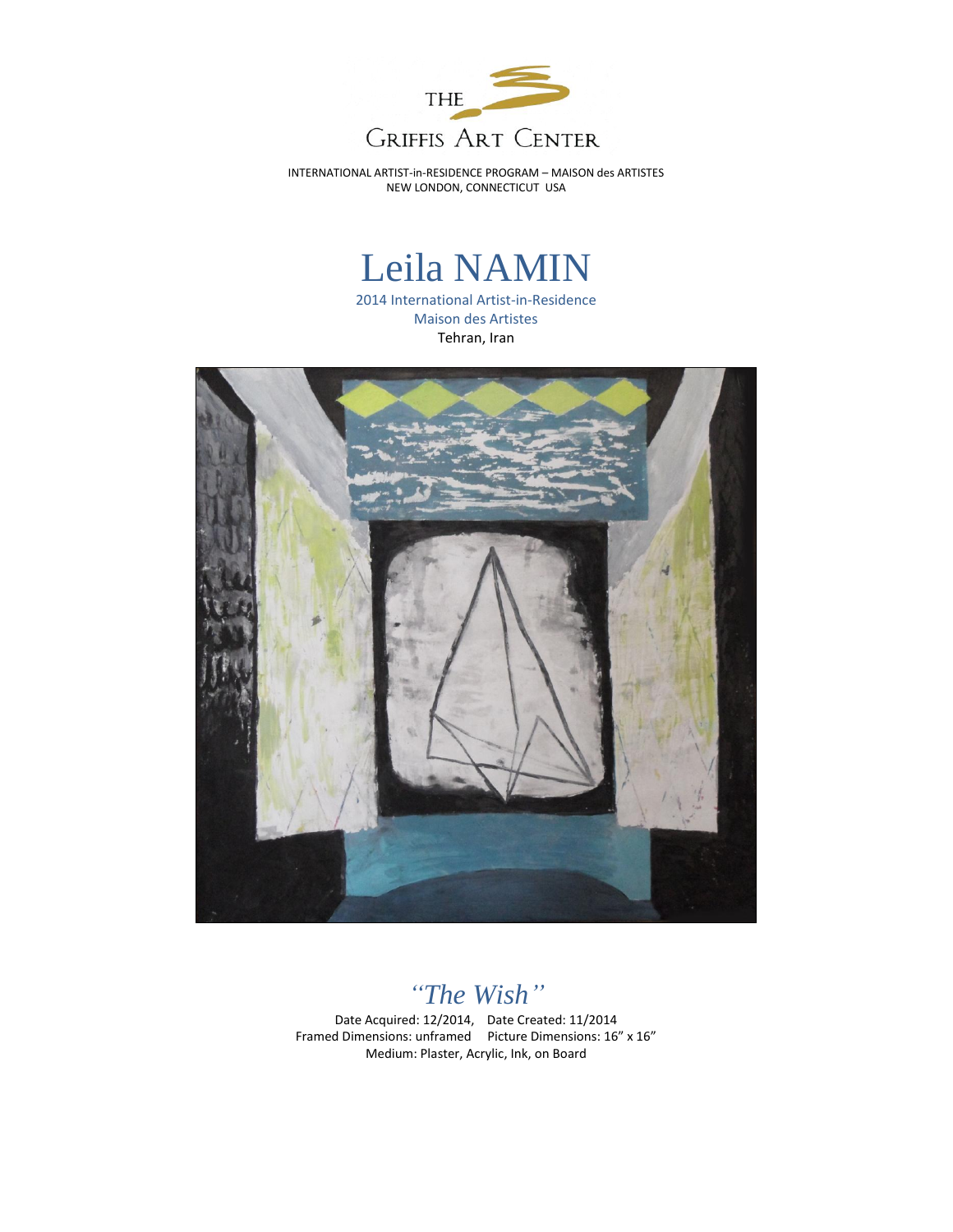THE

GRIFFIS ART CENTER

INTERNATIONAL ARTIST-in-RESIDENCE PROGRAM – MAISON des ARTISTES
NEW LONDON, CONNECTICUT USA

# Leila NAMIN

2014 International Artist-in-Residence
Maison des Artistes
Tehran, Iran

## *"The Wish"*

Date Acquired: 12/2014, Date Created: 11/2014
Framed Dimensions: unframed Picture Dimensions: 16" x 16"
Medium: Plaster, Acrylic, Ink, on Board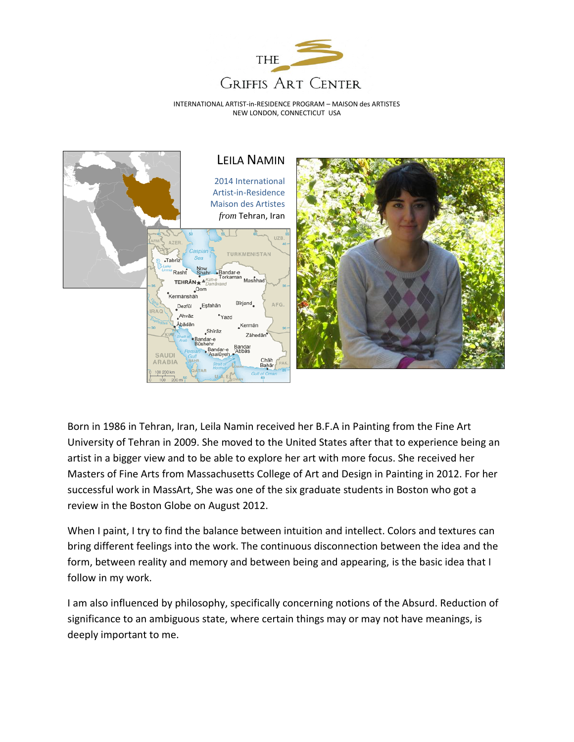THE

GRIFFIS ART CENTER

INTERNATIONAL ARTIST-in-RESIDENCE PROGRAM – MAISON des ARTISTES
NEW LONDON, CONNECTICUT USA

# LEILA NAMIN

2014 International
Artist-in-Residence
Maison des Artistes
*from* Tehran, Iran

Born in 1986 in Tehran, Iran, Leila Namin received her B.F.A in Painting from the Fine Art University of Tehran in 2009. She moved to the United States after that to experience being an artist in a bigger view and to be able to explore her art with more focus. She received her Masters of Fine Arts from Massachusetts College of Art and Design in Painting in 2012. For her successful work in MassArt, She was one of the six graduate students in Boston who got a review in the Boston Globe on August 2012.

When I paint, I try to find the balance between intuition and intellect. Colors and textures can bring different feelings into the work. The continuous disconnection between the idea and the form, between reality and memory and between being and appearing, is the basic idea that I follow in my work.

I am also influenced by philosophy, specifically concerning notions of the Absurd. Reduction of significance to an ambiguous state, where certain things may or may not have meanings, is deeply important to me.